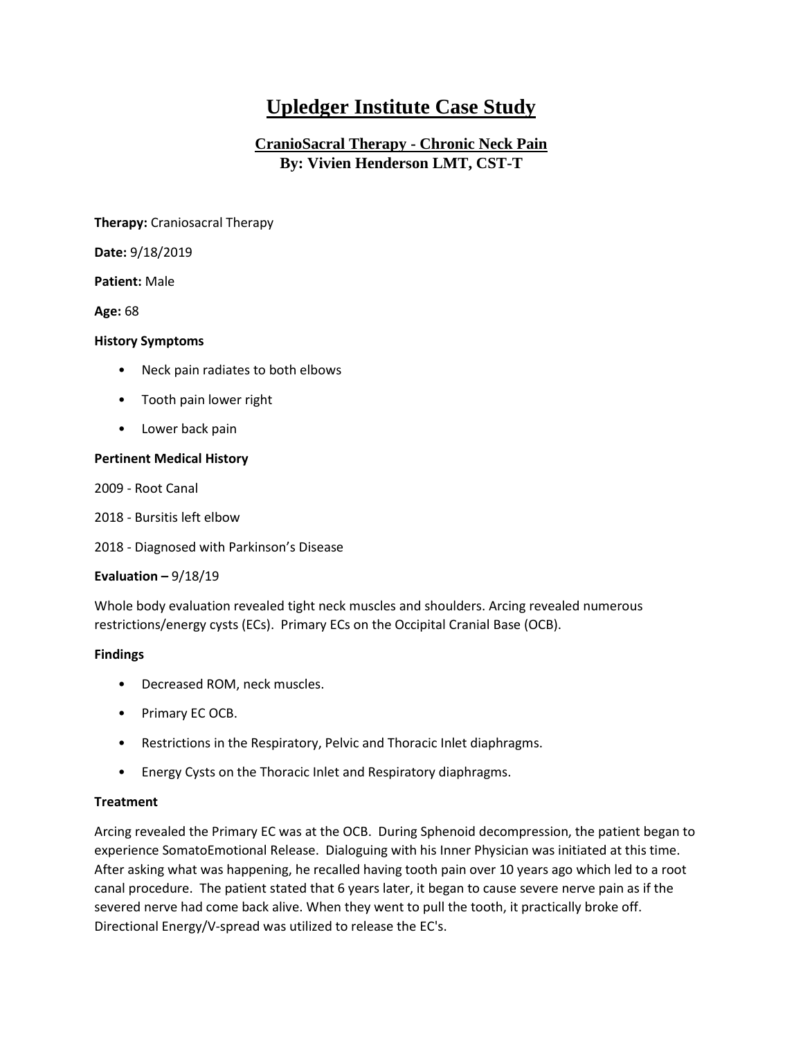# Upledger Institute Case Study

## CranioSacral Therapy - Chronic Neck Pain
**By: Vivien Henderson LMT, CST-T**

**Therapy:** Craniosacral Therapy

**Date:** 9/18/2019

**Patient:** Male

**Age:** 68

**History Symptoms**

- Neck pain radiates to both elbows
- Tooth pain lower right
- Lower back pain

**Pertinent Medical History**

2009 - Root Canal

2018 - Bursitis left elbow

2018 - Diagnosed with Parkinson's Disease

**Evaluation –** 9/18/19

Whole body evaluation revealed tight neck muscles and shoulders. Arcing revealed numerous restrictions/energy cysts (ECs). Primary ECs on the Occipital Cranial Base (OCB).

**Findings**

- Decreased ROM, neck muscles.
- Primary EC OCB.
- Restrictions in the Respiratory, Pelvic and Thoracic Inlet diaphragms.
- Energy Cysts on the Thoracic Inlet and Respiratory diaphragms.

**Treatment**

Arcing revealed the Primary EC was at the OCB. During Sphenoid decompression, the patient began to experience SomatoEmotional Release. Dialoguing with his Inner Physician was initiated at this time. After asking what was happening, he recalled having tooth pain over 10 years ago which led to a root canal procedure. The patient stated that 6 years later, it began to cause severe nerve pain as if the severed nerve had come back alive. When they went to pull the tooth, it practically broke off. Directional Energy/V-spread was utilized to release the EC's.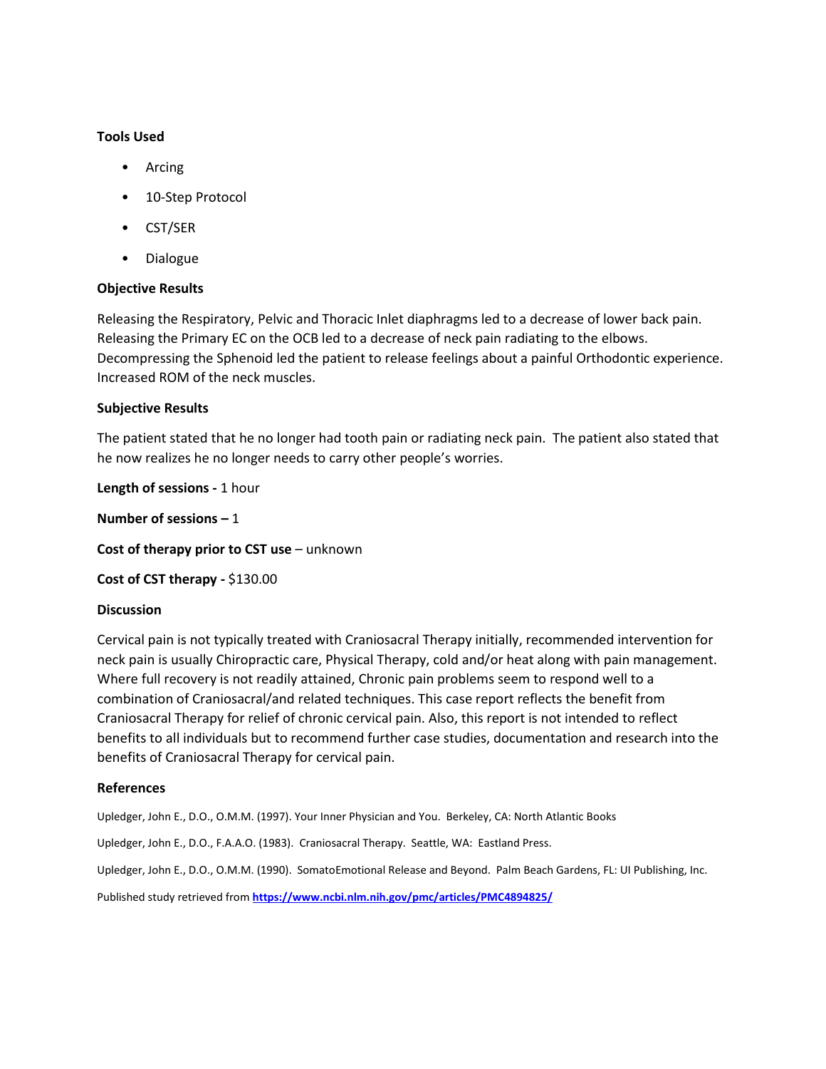**Tools Used**

- Arcing
- 10-Step Protocol
- CST/SER
- Dialogue

**Objective Results**

Releasing the Respiratory, Pelvic and Thoracic Inlet diaphragms led to a decrease of lower back pain. Releasing the Primary EC on the OCB led to a decrease of neck pain radiating to the elbows. Decompressing the Sphenoid led the patient to release feelings about a painful Orthodontic experience. Increased ROM of the neck muscles.

**Subjective Results**

The patient stated that he no longer had tooth pain or radiating neck pain. The patient also stated that he now realizes he no longer needs to carry other people's worries.

**Length of sessions -** 1 hour

**Number of sessions –** 1

**Cost of therapy prior to CST use** – unknown

**Cost of CST therapy -** $130.00

**Discussion**

Cervical pain is not typically treated with Craniosacral Therapy initially, recommended intervention for neck pain is usually Chiropractic care, Physical Therapy, cold and/or heat along with pain management. Where full recovery is not readily attained, Chronic pain problems seem to respond well to a combination of Craniosacral/and related techniques. This case report reflects the benefit from Craniosacral Therapy for relief of chronic cervical pain. Also, this report is not intended to reflect benefits to all individuals but to recommend further case studies, documentation and research into the benefits of Craniosacral Therapy for cervical pain.

**References**

Upledger, John E., D.O., O.M.M. (1997). Your Inner Physician and You. Berkeley, CA: North Atlantic Books

Upledger, John E., D.O., F.A.A.O. (1983). Craniosacral Therapy. Seattle, WA: Eastland Press.

Upledger, John E., D.O., O.M.M. (1990). SomatoEmotional Release and Beyond. Palm Beach Gardens, FL: UI Publishing, Inc.

Published study retrieved from **https://www.ncbi.nlm.nih.gov/pmc/articles/PMC4894825/**